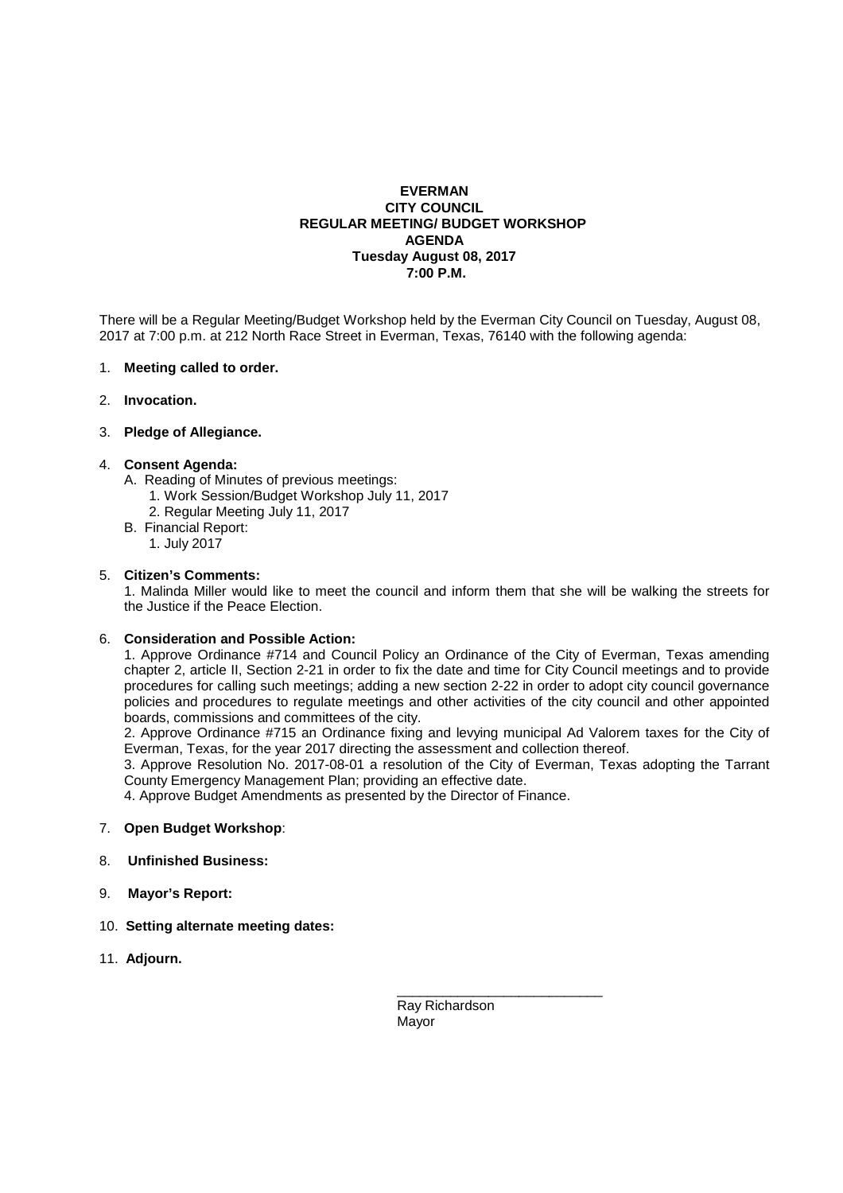**EVERMAN**
**CITY COUNCIL**
**REGULAR MEETING/ BUDGET WORKSHOP**
**AGENDA**
**Tuesday August 08, 2017**
**7:00 P.M.**

There will be a Regular Meeting/Budget Workshop held by the Everman City Council on Tuesday, August 08, 2017 at 7:00 p.m. at 212 North Race Street in Everman, Texas, 76140 with the following agenda:

1. **Meeting called to order.**

2. **Invocation.**

3. **Pledge of Allegiance.**

4. **Consent Agenda:**
   - A. Reading of Minutes of previous meetings:
     1. Work Session/Budget Workshop July 11, 2017
     2. Regular Meeting July 11, 2017
   - B. Financial Report:
     1. July 2017

5. **Citizen's Comments:**

   1. Malinda Miller would like to meet the council and inform them that she will be walking the streets for the Justice if the Peace Election.

6. **Consideration and Possible Action:**

   1. Approve Ordinance #714 and Council Policy an Ordinance of the City of Everman, Texas amending chapter 2, article II, Section 2-21 in order to fix the date and time for City Council meetings and to provide procedures for calling such meetings; adding a new section 2-22 in order to adopt city council governance policies and procedures to regulate meetings and other activities of the city council and other appointed boards, commissions and committees of the city.

   2. Approve Ordinance #715 an Ordinance fixing and levying municipal Ad Valorem taxes for the City of Everman, Texas, for the year 2017 directing the assessment and collection thereof.

   3. Approve Resolution No. 2017-08-01 a resolution of the City of Everman, Texas adopting the Tarrant County Emergency Management Plan; providing an effective date.

   4. Approve Budget Amendments as presented by the Director of Finance.

7. **Open Budget Workshop**:

8. **Unfinished Business:**

9. **Mayor's Report:**

10. **Setting alternate meeting dates:**

11. **Adjourn.**

\_\_\_\_\_\_\_\_\_\_\_\_\_\_\_\_\_\_\_\_\_\_\_\_\_\_\_\_

Ray Richardson
Mayor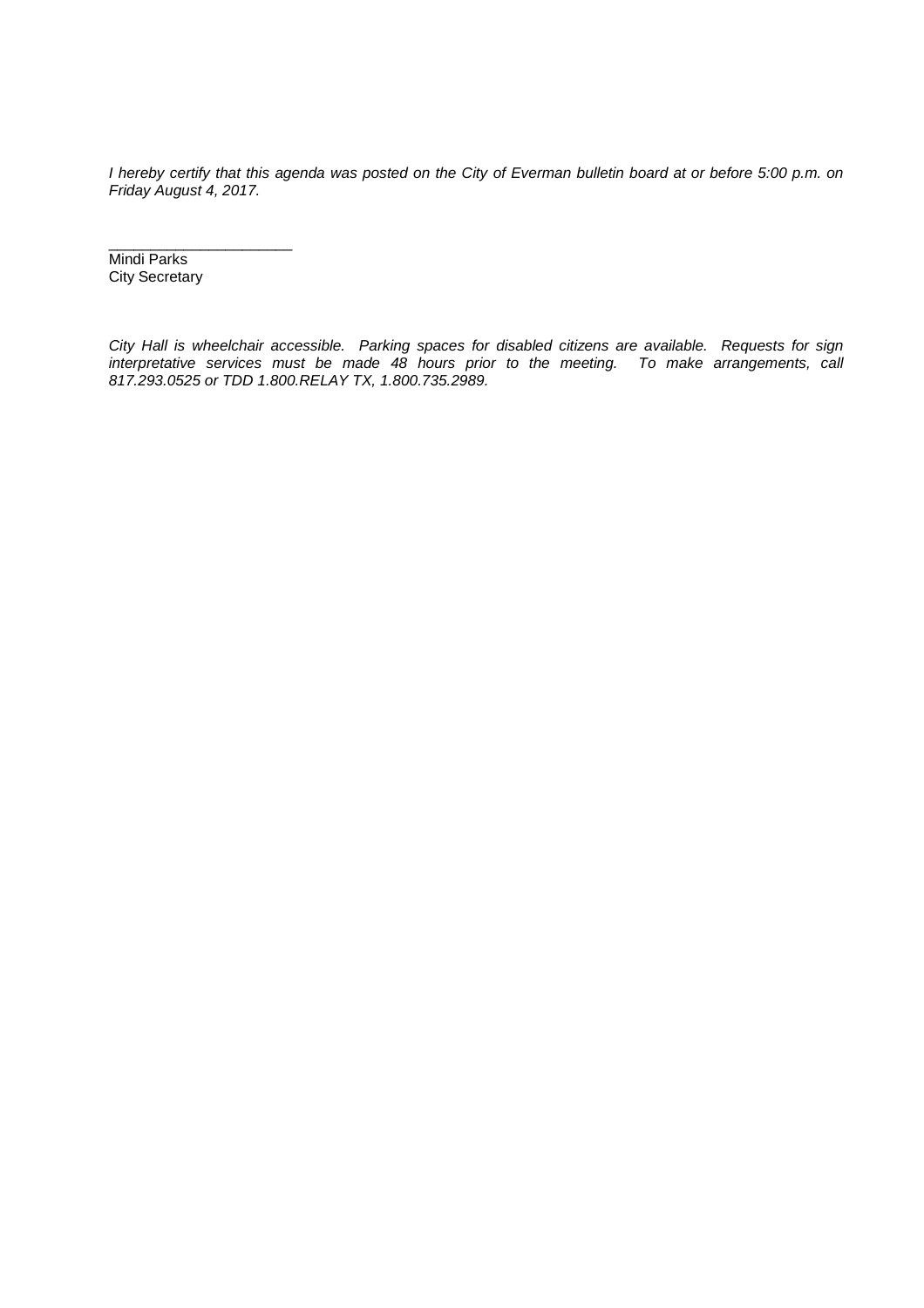*I hereby certify that this agenda was posted on the City of Everman bulletin board at or before 5:00 p.m. on Friday August 4, 2017.*

_______________________
Mindi Parks
City Secretary

*City Hall is wheelchair accessible. Parking spaces for disabled citizens are available. Requests for sign interpretative services must be made 48 hours prior to the meeting. To make arrangements, call 817.293.0525 or TDD 1.800.RELAY TX, 1.800.735.2989.*